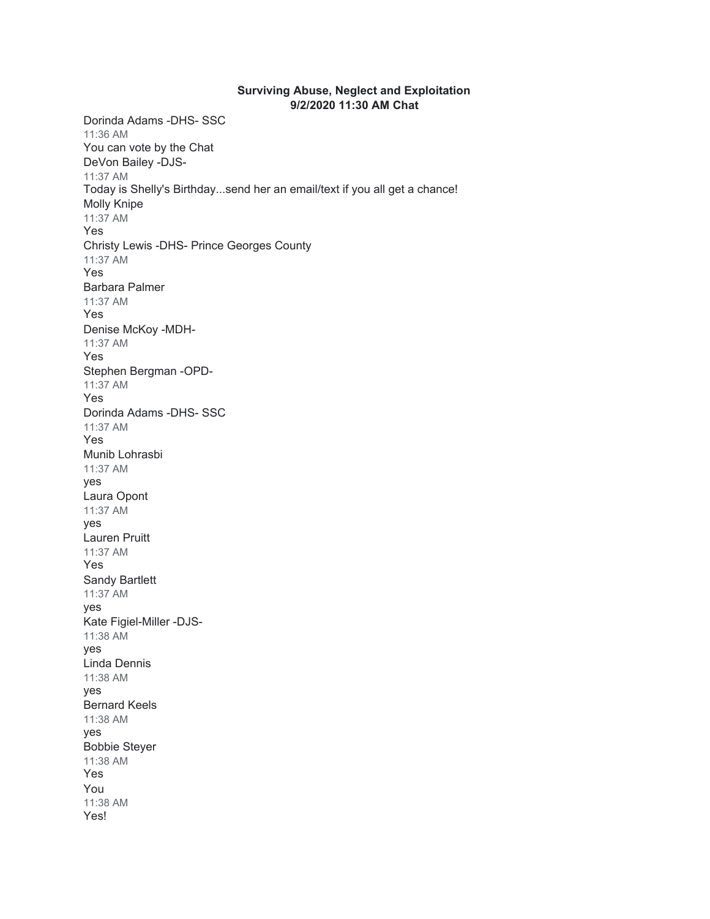**Surviving Abuse, Neglect and Exploitation**
**9/2/2020 11:30 AM Chat**

Dorinda Adams -DHS- SSC
11:36 AM
You can vote by the Chat

DeVon Bailey -DJS-
11:37 AM
Today is Shelly's Birthday...send her an email/text if you all get a chance!

Molly Knipe
11:37 AM
Yes

Christy Lewis -DHS- Prince Georges County
11:37 AM
Yes

Barbara Palmer
11:37 AM
Yes

Denise McKoy -MDH-
11:37 AM
Yes

Stephen Bergman -OPD-
11:37 AM
Yes

Dorinda Adams -DHS- SSC
11:37 AM
Yes

Munib Lohrasbi
11:37 AM
yes

Laura Opont
11:37 AM
yes

Lauren Pruitt
11:37 AM
Yes

Sandy Bartlett
11:37 AM
yes

Kate Figiel-Miller -DJS-
11:38 AM
yes

Linda Dennis
11:38 AM
yes

Bernard Keels
11:38 AM
yes

Bobbie Steyer
11:38 AM
Yes

You
11:38 AM
Yes!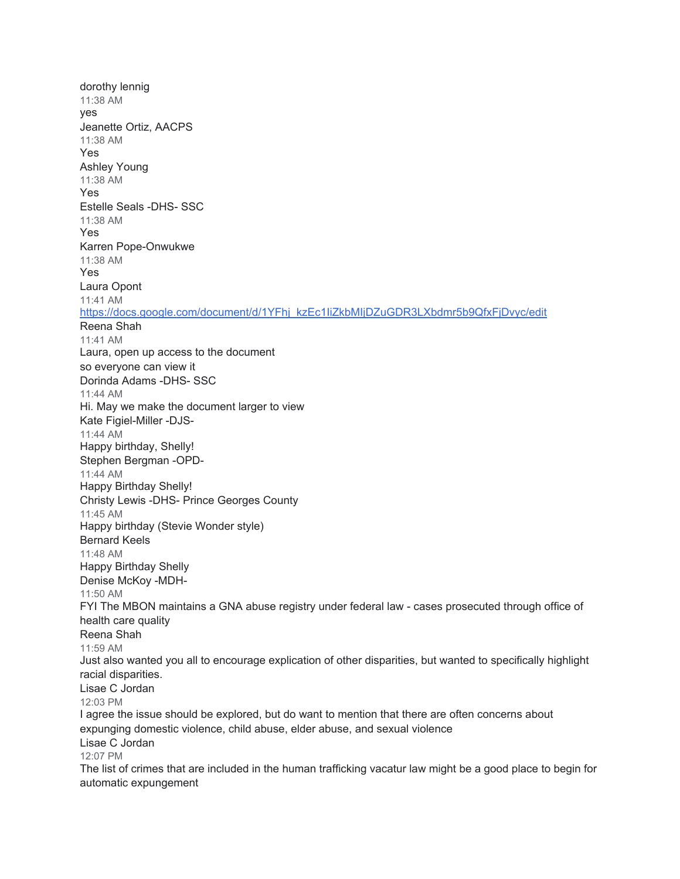dorothy lennig
11:38 AM
yes
Jeanette Ortiz, AACPS
11:38 AM
Yes
Ashley Young
11:38 AM
Yes
Estelle Seals -DHS- SSC
11:38 AM
Yes
Karren Pope-Onwukwe
11:38 AM
Yes
Laura Opont
11:41 AM
https://docs.google.com/document/d/1YFhj_kzEc1IiZkbMIjDZuGDR3LXbdmr5b9QfxFjDvyc/edit
Reena Shah
11:41 AM
Laura, open up access to the document
so everyone can view it
Dorinda Adams -DHS- SSC
11:44 AM
Hi. May we make the document larger to view
Kate Figiel-Miller -DJS-
11:44 AM
Happy birthday, Shelly!
Stephen Bergman -OPD-
11:44 AM
Happy Birthday Shelly!
Christy Lewis -DHS- Prince Georges County
11:45 AM
Happy birthday (Stevie Wonder style)
Bernard Keels
11:48 AM
Happy Birthday Shelly
Denise McKoy -MDH-
11:50 AM
FYI The MBON maintains a GNA abuse registry under federal law - cases prosecuted through office of health care quality
Reena Shah
11:59 AM
Just also wanted you all to encourage explication of other disparities, but wanted to specifically highlight racial disparities.
Lisae C Jordan
12:03 PM
I agree the issue should be explored, but do want to mention that there are often concerns about expunging domestic violence, child abuse, elder abuse, and sexual violence
Lisae C Jordan
12:07 PM
The list of crimes that are included in the human trafficking vacatur law might be a good place to begin for automatic expungement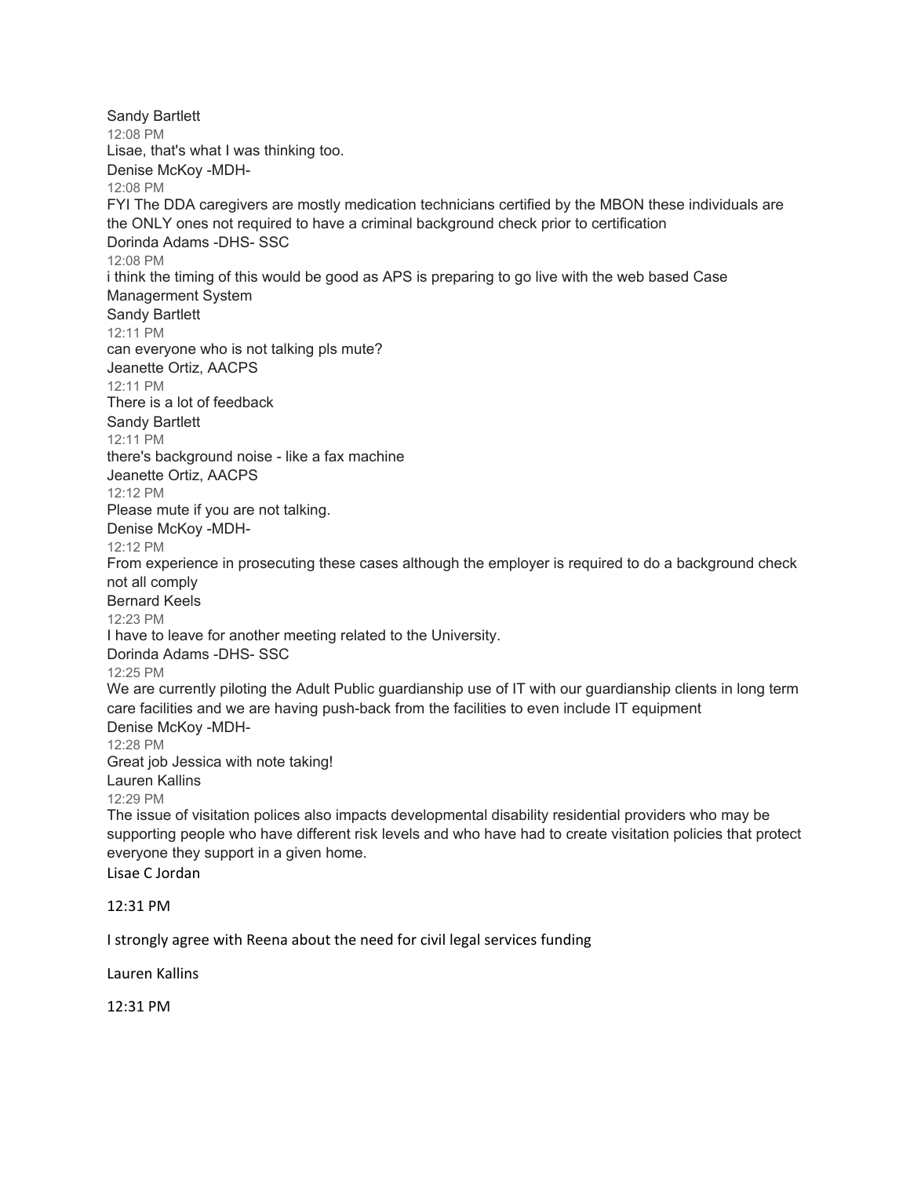Sandy Bartlett

12:08 PM

Lisae, that's what I was thinking too.

Denise McKoy -MDH-

12:08 PM

FYI The DDA caregivers are mostly medication technicians certified by the MBON these individuals are the ONLY ones not required to have a criminal background check prior to certification

Dorinda Adams -DHS- SSC

12:08 PM

i think the timing of this would be good as APS is preparing to go live with the web based Case Managerment System

Sandy Bartlett

12:11 PM

can everyone who is not talking pls mute?

Jeanette Ortiz, AACPS

12:11 PM

There is a lot of feedback

Sandy Bartlett

12:11 PM

there's background noise - like a fax machine

Jeanette Ortiz, AACPS

12:12 PM

Please mute if you are not talking.

Denise McKoy -MDH-

12:12 PM

From experience in prosecuting these cases although the employer is required to do a background check not all comply

Bernard Keels

12:23 PM

I have to leave for another meeting related to the University.

Dorinda Adams -DHS- SSC

12:25 PM

We are currently piloting the Adult Public guardianship use of IT with our guardianship clients in long term care facilities and we are having push-back from the facilities to even include IT equipment

Denise McKoy -MDH-

12:28 PM

Great job Jessica with note taking!

Lauren Kallins

12:29 PM

The issue of visitation polices also impacts developmental disability residential providers who may be supporting people who have different risk levels and who have had to create visitation policies that protect everyone they support in a given home.

Lisae C Jordan

12:31 PM

I strongly agree with Reena about the need for civil legal services funding

Lauren Kallins

12:31 PM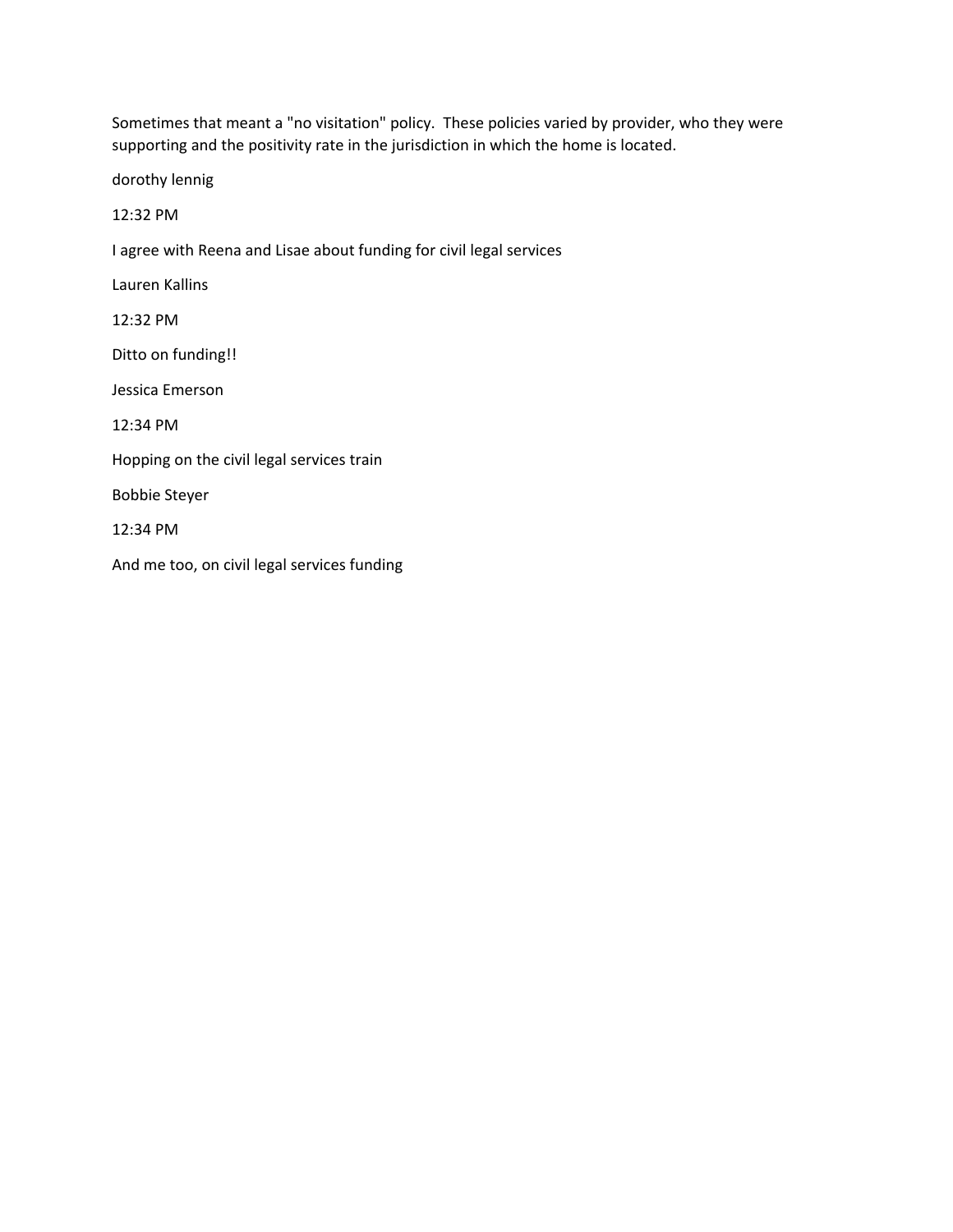Sometimes that meant a "no visitation" policy.  These policies varied by provider, who they were supporting and the positivity rate in the jurisdiction in which the home is located.

dorothy lennig

12:32 PM

I agree with Reena and Lisae about funding for civil legal services

Lauren Kallins

12:32 PM

Ditto on funding!!

Jessica Emerson

12:34 PM

Hopping on the civil legal services train

Bobbie Steyer

12:34 PM

And me too, on civil legal services funding